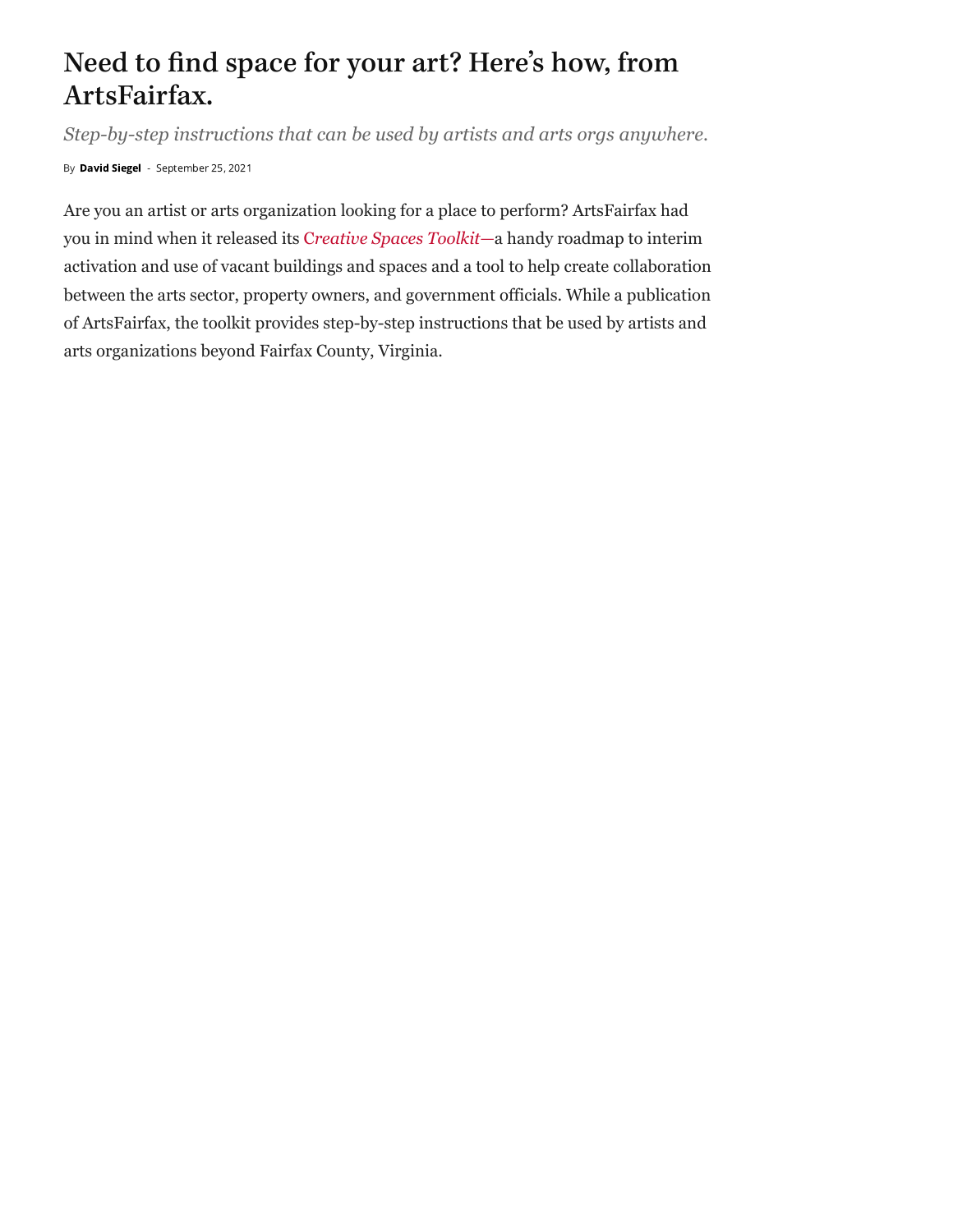# Need to find space for your art? Here's how, from ArtsFairfax.

*Step-by-step instructions that can be used by artists and arts orgs anywhere.*

By **David Siegel** - September 25, 2021

Are you an artist or arts organization looking for a place to perform? ArtsFairfax had you in mind when it released its *Creative Spaces Toolkit*—a handy roadmap to interim activation and use of vacant buildings and spaces and a tool to help create collaboration between the arts sector, property owners, and government officials. While a publication of ArtsFairfax, the toolkit provides step-by-step instructions that be used by artists and arts organizations beyond Fairfax County, Virginia.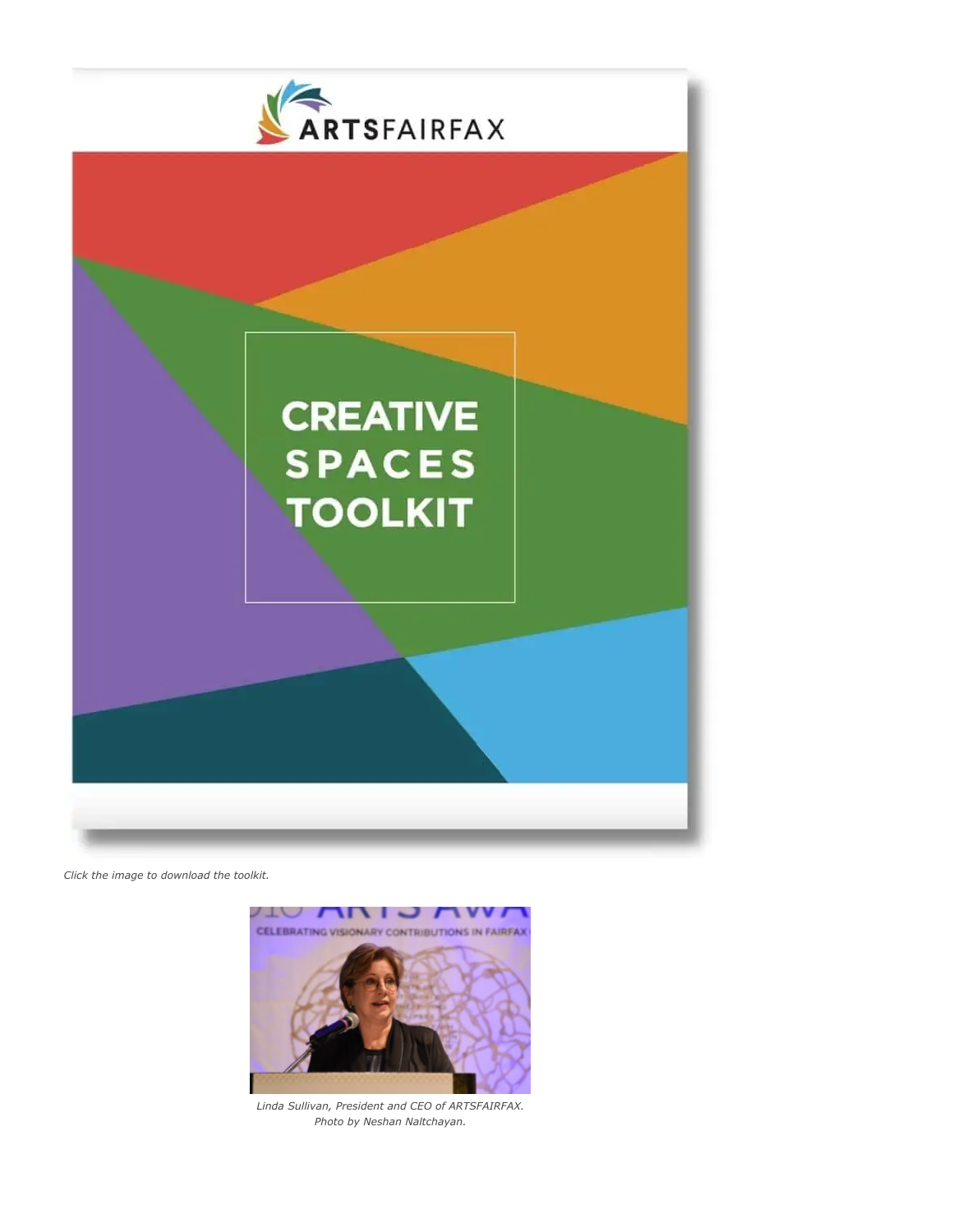*Click the image to download the toolkit.*

*Linda Sullivan, President and CEO of ARTSFAIRFAX. Photo by Neshan Naltchayan.*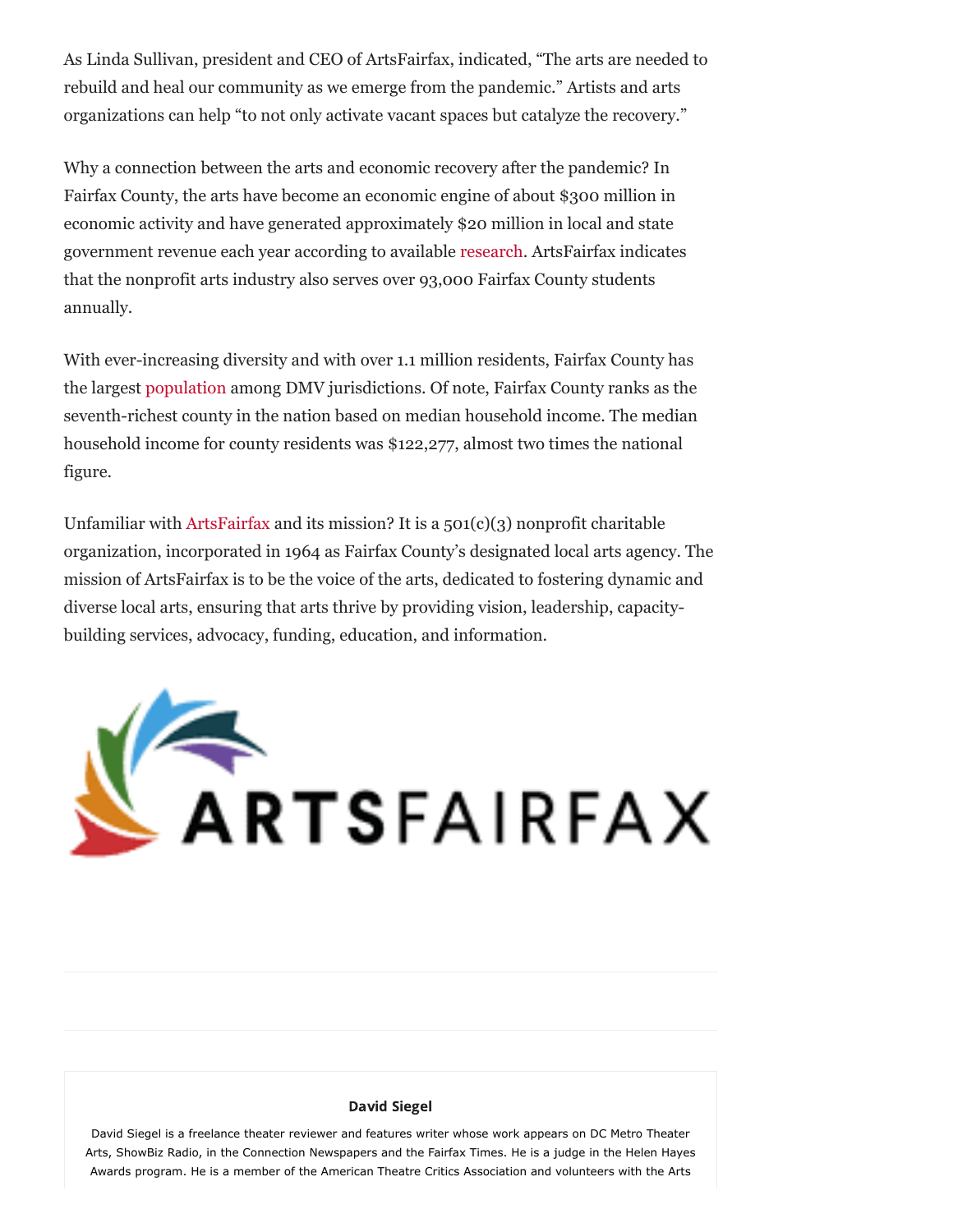As Linda Sullivan, president and CEO of ArtsFairfax, indicated, "The arts are needed to rebuild and heal our community as we emerge from the pandemic." Artists and arts organizations can help "to not only activate vacant spaces but catalyze the recovery."

Why a connection between the arts and economic recovery after the pandemic? In Fairfax County, the arts have become an economic engine of about $300 million in economic activity and have generated approximately $20 million in local and state government revenue each year according to available research. ArtsFairfax indicates that the nonprofit arts industry also serves over 93,000 Fairfax County students annually.

With ever-increasing diversity and with over 1.1 million residents, Fairfax County has the largest population among DMV jurisdictions. Of note, Fairfax County ranks as the seventh-richest county in the nation based on median household income. The median household income for county residents was $122,277, almost two times the national figure.

Unfamiliar with ArtsFairfax and its mission? It is a 501(c)(3) nonprofit charitable organization, incorporated in 1964 as Fairfax County's designated local arts agency. The mission of ArtsFairfax is to be the voice of the arts, dedicated to fostering dynamic and diverse local arts, ensuring that arts thrive by providing vision, leadership, capacity-building services, advocacy, funding, education, and information.

ARTSFAIRFAX

**David Siegel**

David Siegel is a freelance theater reviewer and features writer whose work appears on DC Metro Theater Arts, ShowBiz Radio, in the Connection Newspapers and the Fairfax Times. He is a judge in the Helen Hayes Awards program. He is a member of the American Theatre Critics Association and volunteers with the Arts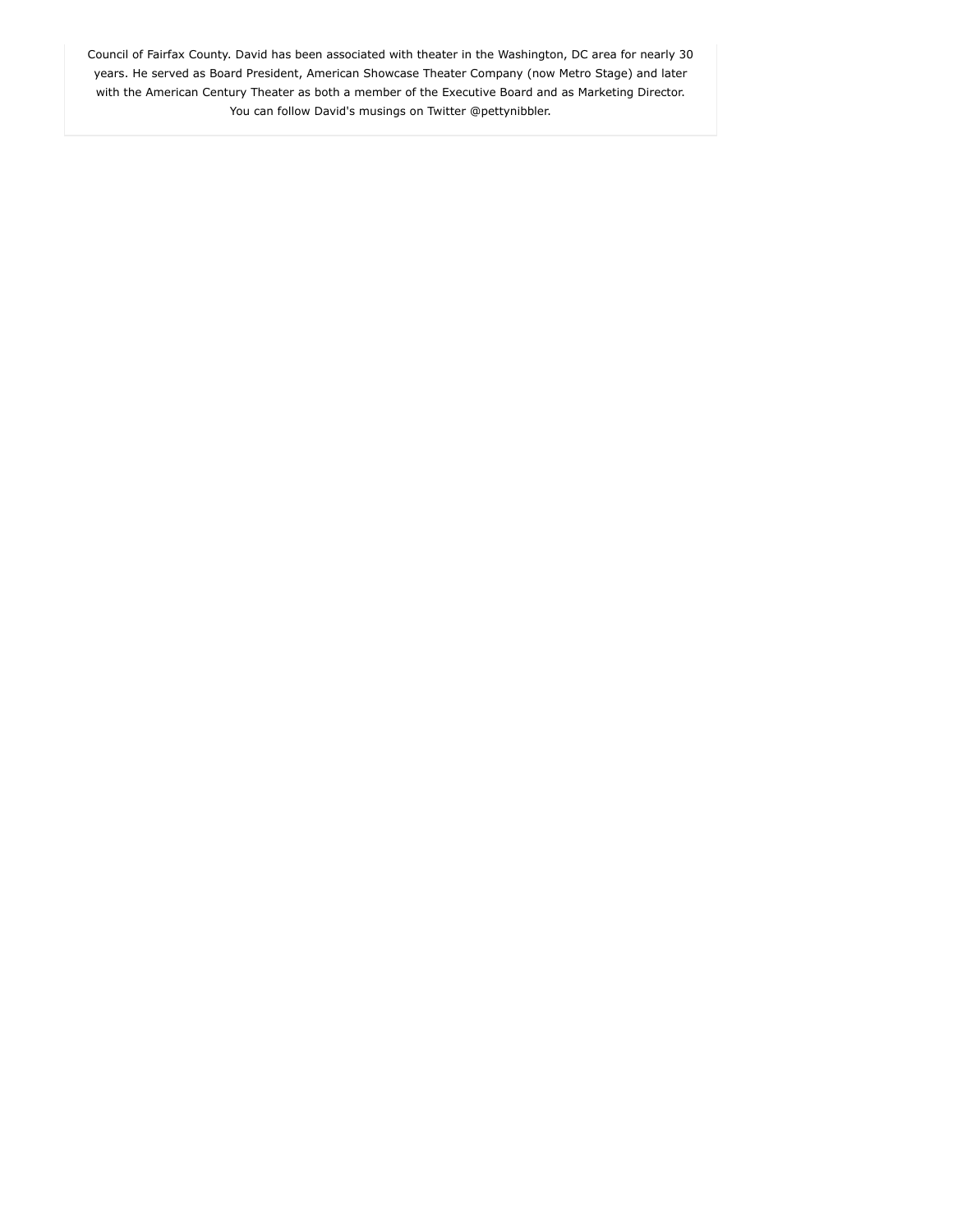Council of Fairfax County. David has been associated with theater in the Washington, DC area for nearly 30 years. He served as Board President, American Showcase Theater Company (now Metro Stage) and later with the American Century Theater as both a member of the Executive Board and as Marketing Director. You can follow David's musings on Twitter @pettynibbler.